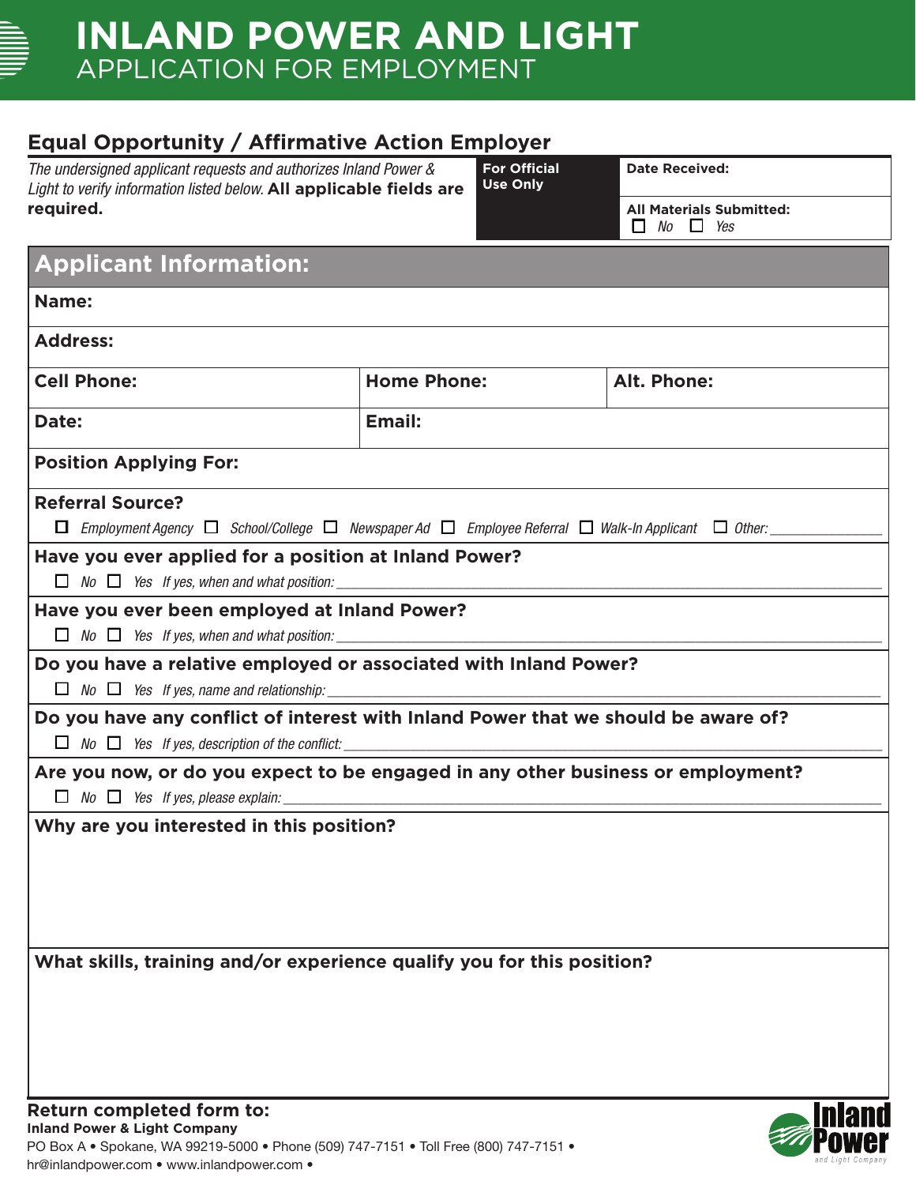# INLAND POWER AND LIGHT
## APPLICATION FOR EMPLOYMENT

### Equal Opportunity / Affirmative Action Employer

*The undersigned applicant requests and authorizes Inland Power & Light to verify information listed below.* **All applicable fields are required.**

| For Official Use Only | Date Received: |
|---|---|
| | All Materials Submitted: ☐ *No* ☐ *Yes* |

## Applicant Information:

| | | |
|---|---|---|
| **Name:** | | |
| **Address:** | | |
| **Cell Phone:** | **Home Phone:** | **Alt. Phone:** |
| **Date:** | **Email:** | |
| **Position Applying For:** | | |

**Referral Source?**
☐ *Employment Agency* ☐ *School/College* ☐ *Newspaper Ad* ☐ *Employee Referral* ☐ *Walk-In Applicant* ☐ *Other:* ______________

**Have you ever applied for a position at Inland Power?**
☐ *No* ☐ *Yes* *If yes, when and what position:* ______________

**Have you ever been employed at Inland Power?**
☐ *No* ☐ *Yes* *If yes, when and what position:* ______________

**Do you have a relative employed or associated with Inland Power?**
☐ *No* ☐ *Yes* *If yes, name and relationship:* ______________

**Do you have any conflict of interest with Inland Power that we should be aware of?**
☐ *No* ☐ *Yes* *If yes, description of the conflict:* ______________

**Are you now, or do you expect to be engaged in any other business or employment?**
☐ *No* ☐ *Yes* *If yes, please explain:* ______________

**Why are you interested in this position?**

**What skills, training and/or experience qualify you for this position?**

**Return completed form to:**
**Inland Power & Light Company**
PO Box A • Spokane, WA 99219-5000 • Phone (509) 747-7151 • Toll Free (800) 747-7151 •
hr@inlandpower.com • www.inlandpower.com •

Inland Power and Light Company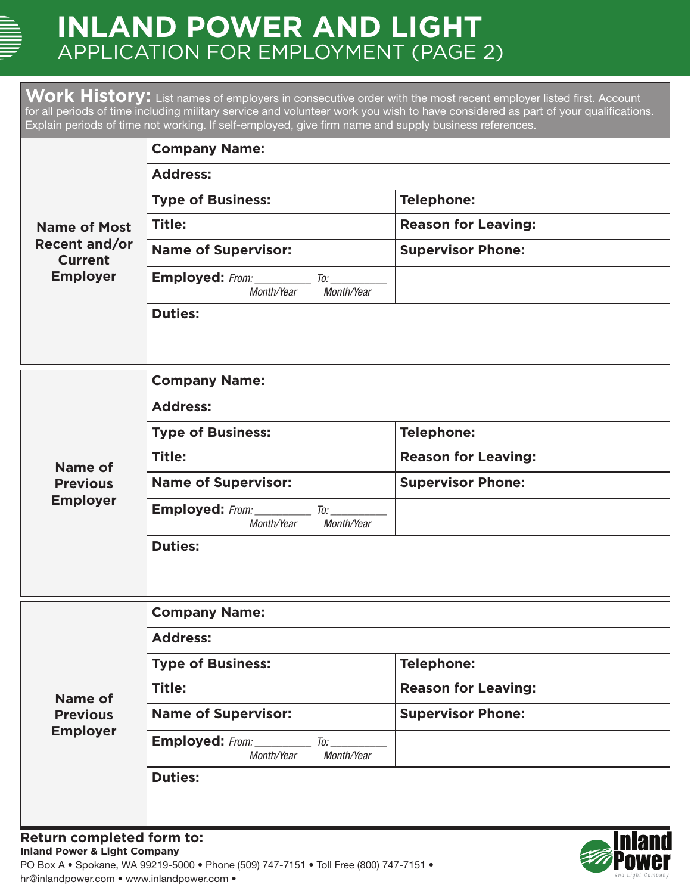# INLAND POWER AND LIGHT

## APPLICATION FOR EMPLOYMENT (PAGE 2)

**Work History:** List names of employers in consecutive order with the most recent employer listed first. Account for all periods of time including military service and volunteer work you wish to have considered as part of your qualifications. Explain periods of time not working. If self-employed, give firm name and supply business references.

| **Name of Most Recent and/or Current Employer** | | |
|---|---|---|
| | **Company Name:** | |
| | **Address:** | |
| | **Type of Business:** | **Telephone:** |
| | **Title:** | **Reason for Leaving:** |
| | **Name of Supervisor:** | **Supervisor Phone:** |
| | **Employed:** *From:* _________ *To:* _________ (*Month/Year* *Month/Year*) | |
| | **Duties:** | |

| **Name of Previous Employer** | | |
|---|---|---|
| | **Company Name:** | |
| | **Address:** | |
| | **Type of Business:** | **Telephone:** |
| | **Title:** | **Reason for Leaving:** |
| | **Name of Supervisor:** | **Supervisor Phone:** |
| | **Employed:** *From:* _________ *To:* _________ (*Month/Year* *Month/Year*) | |
| | **Duties:** | |

| **Name of Previous Employer** | | |
|---|---|---|
| | **Company Name:** | |
| | **Address:** | |
| | **Type of Business:** | **Telephone:** |
| | **Title:** | **Reason for Leaving:** |
| | **Name of Supervisor:** | **Supervisor Phone:** |
| | **Employed:** *From:* _________ *To:* _________ (*Month/Year* *Month/Year*) | |
| | **Duties:** | |

**Return completed form to:**
**Inland Power & Light Company**
PO Box A • Spokane, WA 99219-5000 • Phone (509) 747-7151 • Toll Free (800) 747-7151 •
hr@inlandpower.com • www.inlandpower.com •

Inland Power and Light Company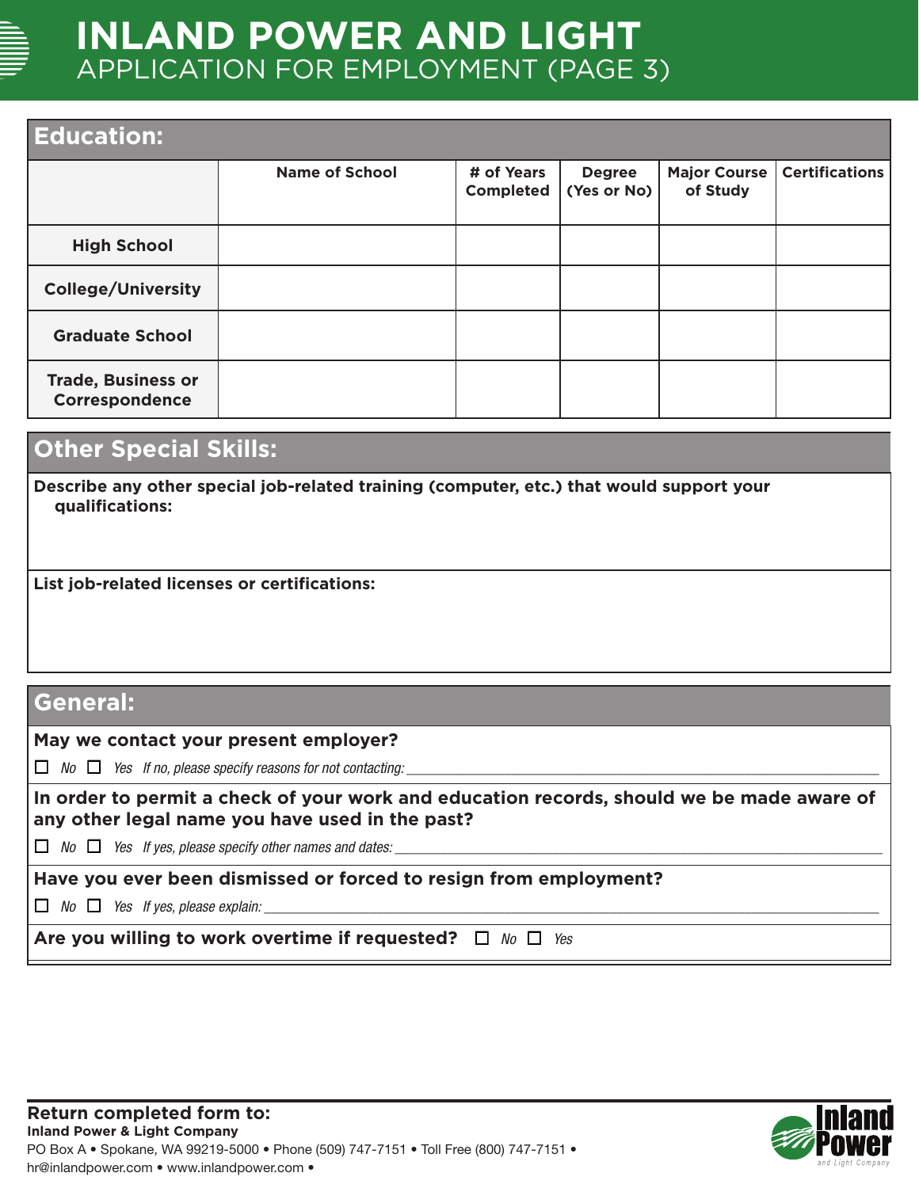# INLAND POWER AND LIGHT
## APPLICATION FOR EMPLOYMENT (PAGE 3)

## Education:

| | Name of School | # of Years Completed | Degree (Yes or No) | Major Course of Study | Certifications |
|---|---|---|---|---|---|
| **High School** | | | | | |
| **College/University** | | | | | |
| **Graduate School** | | | | | |
| **Trade, Business or Correspondence** | | | | | |

## Other Special Skills:

**Describe any other special job-related training (computer, etc.) that would support your qualifications:**

**List job-related licenses or certifications:**

## General:

**May we contact your present employer?**

☐ *No* ☐ *Yes* *If no, please specify reasons for not contacting:* ____________________

**In order to permit a check of your work and education records, should we be made aware of any other legal name you have used in the past?**

☐ *No* ☐ *Yes* *If yes, please specify other names and dates:* ____________________

**Have you ever been dismissed or forced to resign from employment?**

☐ *No* ☐ *Yes* *If yes, please explain:* ____________________

**Are you willing to work overtime if requested?** ☐ *No* ☐ *Yes*

**Return completed form to:**
**Inland Power & Light Company**
PO Box A • Spokane, WA 99219-5000 • Phone (509) 747-7151 • Toll Free (800) 747-7151 •
hr@inlandpower.com • www.inlandpower.com •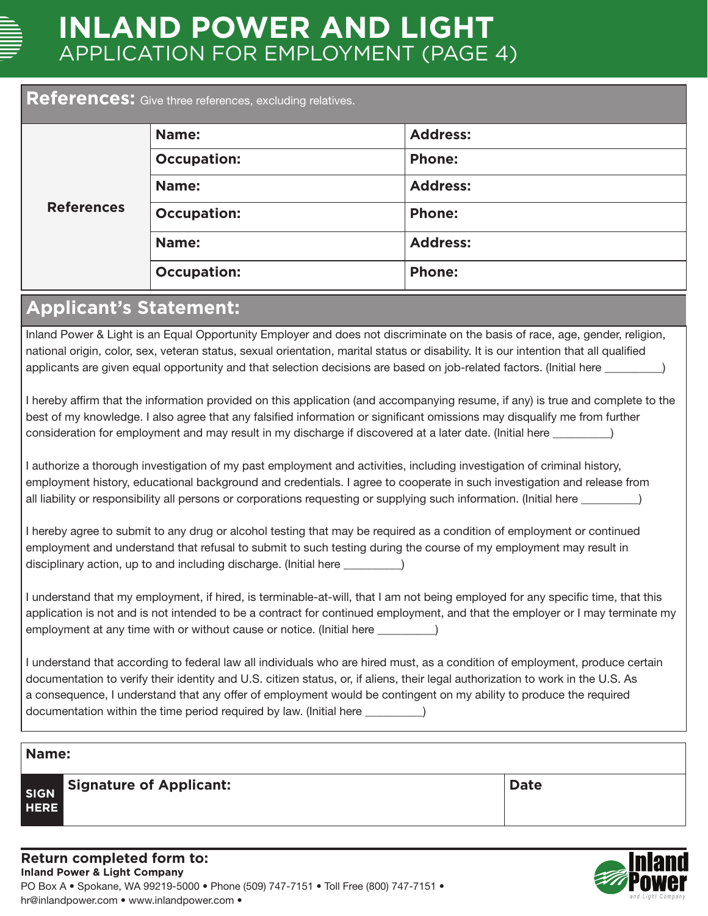# INLAND POWER AND LIGHT
## APPLICATION FOR EMPLOYMENT (PAGE 4)

## References: Give three references, excluding relatives.

| References | | |
|---|---|---|
| | **Name:** | **Address:** |
| | **Occupation:** | **Phone:** |
| | **Name:** | **Address:** |
| | **Occupation:** | **Phone:** |
| | **Name:** | **Address:** |
| | **Occupation:** | **Phone:** |

## Applicant's Statement:

Inland Power & Light is an Equal Opportunity Employer and does not discriminate on the basis of race, age, gender, religion, national origin, color, sex, veteran status, sexual orientation, marital status or disability. It is our intention that all qualified applicants are given equal opportunity and that selection decisions are based on job-related factors. (Initial here __________)

I hereby affirm that the information provided on this application (and accompanying resume, if any) is true and complete to the best of my knowledge. I also agree that any falsified information or significant omissions may disqualify me from further consideration for employment and may result in my discharge if discovered at a later date. (Initial here __________)

I authorize a thorough investigation of my past employment and activities, including investigation of criminal history, employment history, educational background and credentials. I agree to cooperate in such investigation and release from all liability or responsibility all persons or corporations requesting or supplying such information. (Initial here __________)

I hereby agree to submit to any drug or alcohol testing that may be required as a condition of employment or continued employment and understand that refusal to submit to such testing during the course of my employment may result in disciplinary action, up to and including discharge. (Initial here __________)

I understand that my employment, if hired, is terminable-at-will, that I am not being employed for any specific time, that this application is not and is not intended to be a contract for continued employment, and that the employer or I may terminate my employment at any time with or without cause or notice. (Initial here __________)

I understand that according to federal law all individuals who are hired must, as a condition of employment, produce certain documentation to verify their identity and U.S. citizen status, or, if aliens, their legal authorization to work in the U.S. As a consequence, I understand that any offer of employment would be contingent on my ability to produce the required documentation within the time period required by law. (Initial here __________)

| **Name:** | | |
|---|---|---|
| **SIGN HERE** | **Signature of Applicant:** | **Date** |

**Return completed form to:**
**Inland Power & Light Company**
PO Box A • Spokane, WA 99219-5000 • Phone (509) 747-7151 • Toll Free (800) 747-7151 •
hr@inlandpower.com • www.inlandpower.com •

Inland Power and Light Company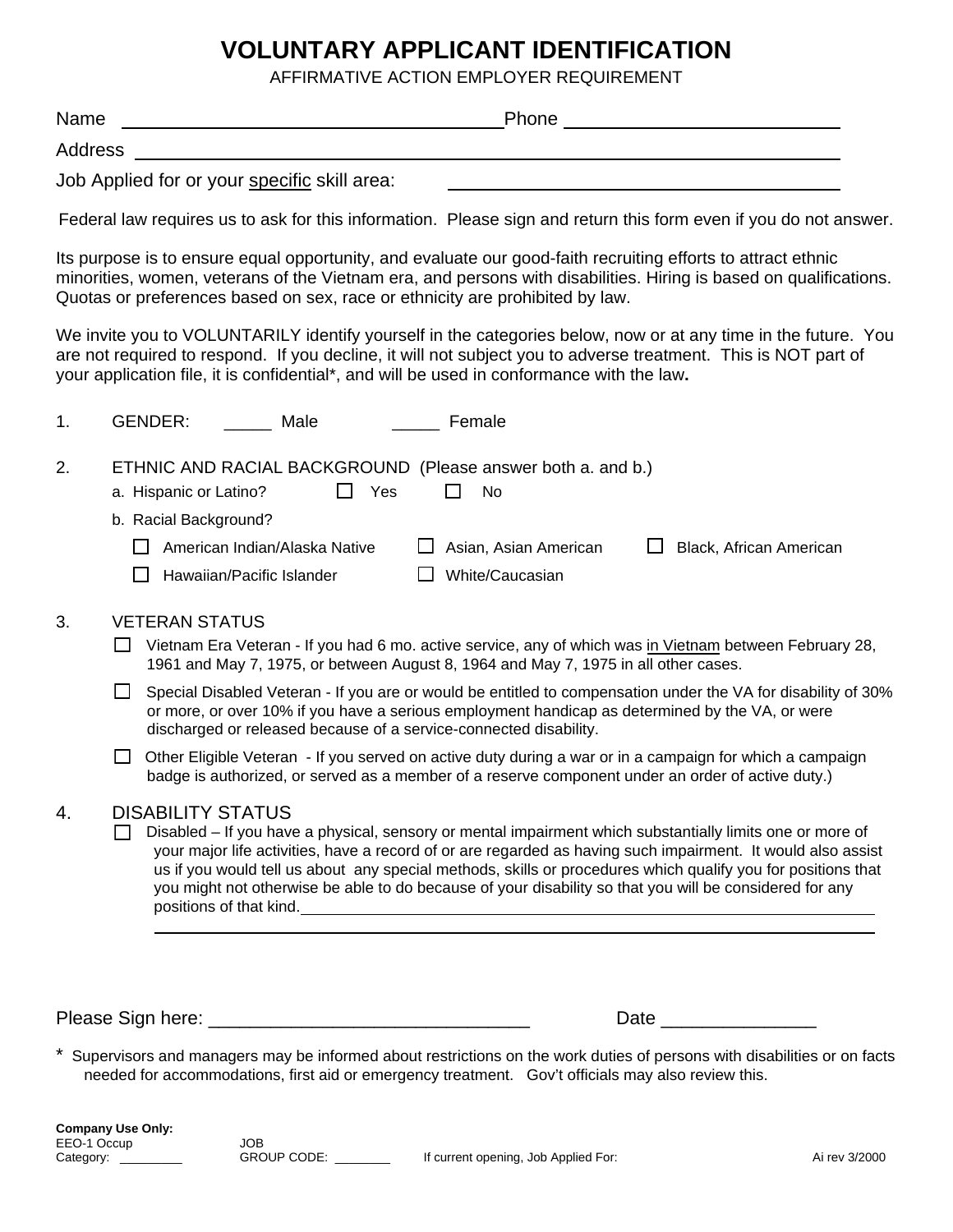# VOLUNTARY APPLICANT IDENTIFICATION

AFFIRMATIVE ACTION EMPLOYER REQUIREMENT

Name ______________________________________ Phone ___________________________

Address ____________________________________________________________________

Job Applied for or your specific skill area: _____________________________________

Federal law requires us to ask for this information. Please sign and return this form even if you do not answer.

Its purpose is to ensure equal opportunity, and evaluate our good-faith recruiting efforts to attract ethnic minorities, women, veterans of the Vietnam era, and persons with disabilities. Hiring is based on qualifications. Quotas or preferences based on sex, race or ethnicity are prohibited by law.

We invite you to VOLUNTARILY identify yourself in the categories below, now or at any time in the future. You are not required to respond. If you decline, it will not subject you to adverse treatment. This is NOT part of your application file, it is confidential*, and will be used in conformance with the law**.**

1. GENDER: _____ Male _____ Female

2. ETHNIC AND RACIAL BACKGROUND (Please answer both a. and b.)
   - a. Hispanic or Latino? ☐ Yes ☐ No
   - b. Racial Background?
     - ☐ American Indian/Alaska Native ☐ Asian, Asian American ☐ Black, African American
     - ☐ Hawaiian/Pacific Islander ☐ White/Caucasian

3. VETERAN STATUS
   - ☐ Vietnam Era Veteran - If you had 6 mo. active service, any of which was in Vietnam between February 28, 1961 and May 7, 1975, or between August 8, 1964 and May 7, 1975 in all other cases.
   - ☐ Special Disabled Veteran - If you are or would be entitled to compensation under the VA for disability of 30% or more, or over 10% if you have a serious employment handicap as determined by the VA, or were discharged or released because of a service-connected disability.
   - ☐ Other Eligible Veteran - If you served on active duty during a war or in a campaign for which a campaign badge is authorized, or served as a member of a reserve component under an order of active duty.)

4. DISABILITY STATUS
   - ☐ Disabled – If you have a physical, sensory or mental impairment which substantially limits one or more of your major life activities, have a record of or are regarded as having such impairment. It would also assist us if you would tell us about any special methods, skills or procedures which qualify you for positions that you might not otherwise be able to do because of your disability so that you will be considered for any positions of that kind.______________________________________________

   ____________________________________________________________________

Please Sign here: _______________________________ Date _______________

\* Supervisors and managers may be informed about restrictions on the work duties of persons with disabilities or on facts needed for accommodations, first aid or emergency treatment. Gov't officials may also review this.

**Company Use Only:**
EEO-1 Occup Category: _________ JOB GROUP CODE: ________ If current opening, Job Applied For:

Ai rev 3/2000